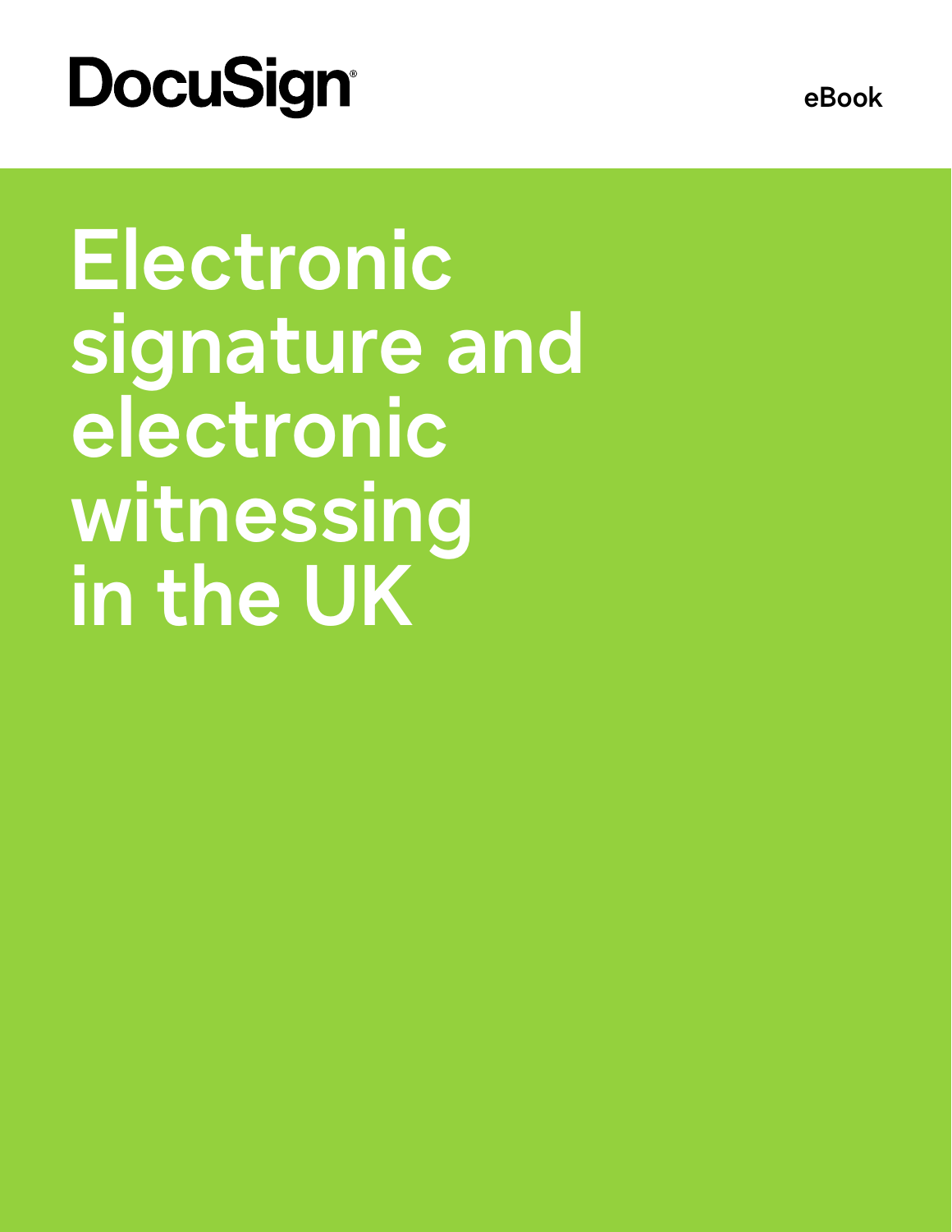DocuSign

eBook

# Electronic signature and electronic witnessing in the UK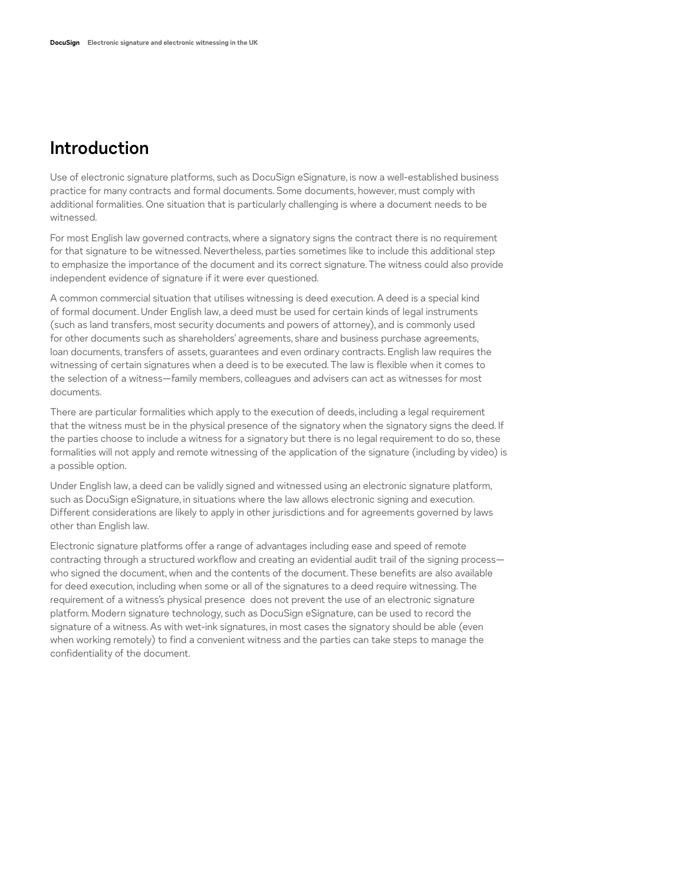# Introduction

Use of electronic signature platforms, such as DocuSign eSignature, is now a well-established business practice for many contracts and formal documents. Some documents, however, must comply with additional formalities. One situation that is particularly challenging is where a document needs to be witnessed.

For most English law governed contracts, where a signatory signs the contract there is no requirement for that signature to be witnessed. Nevertheless, parties sometimes like to include this additional step to emphasize the importance of the document and its correct signature. The witness could also provide independent evidence of signature if it were ever questioned.

A common commercial situation that utilises witnessing is deed execution. A deed is a special kind of formal document. Under English law, a deed must be used for certain kinds of legal instruments (such as land transfers, most security documents and powers of attorney), and is commonly used for other documents such as shareholders' agreements, share and business purchase agreements, loan documents, transfers of assets, guarantees and even ordinary contracts. English law requires the witnessing of certain signatures when a deed is to be executed. The law is flexible when it comes to the selection of a witness—family members, colleagues and advisers can act as witnesses for most documents.

There are particular formalities which apply to the execution of deeds, including a legal requirement that the witness must be in the physical presence of the signatory when the signatory signs the deed. If the parties choose to include a witness for a signatory but there is no legal requirement to do so, these formalities will not apply and remote witnessing of the application of the signature (including by video) is a possible option.

Under English law, a deed can be validly signed and witnessed using an electronic signature platform, such as DocuSign eSignature, in situations where the law allows electronic signing and execution. Different considerations are likely to apply in other jurisdictions and for agreements governed by laws other than English law.

Electronic signature platforms offer a range of advantages including ease and speed of remote contracting through a structured workflow and creating an evidential audit trail of the signing process—who signed the document, when and the contents of the document. These benefits are also available for deed execution, including when some or all of the signatures to a deed require witnessing. The requirement of a witness's physical presence does not prevent the use of an electronic signature platform. Modern signature technology, such as DocuSign eSignature, can be used to record the signature of a witness. As with wet-ink signatures, in most cases the signatory should be able (even when working remotely) to find a convenient witness and the parties can take steps to manage the confidentiality of the document.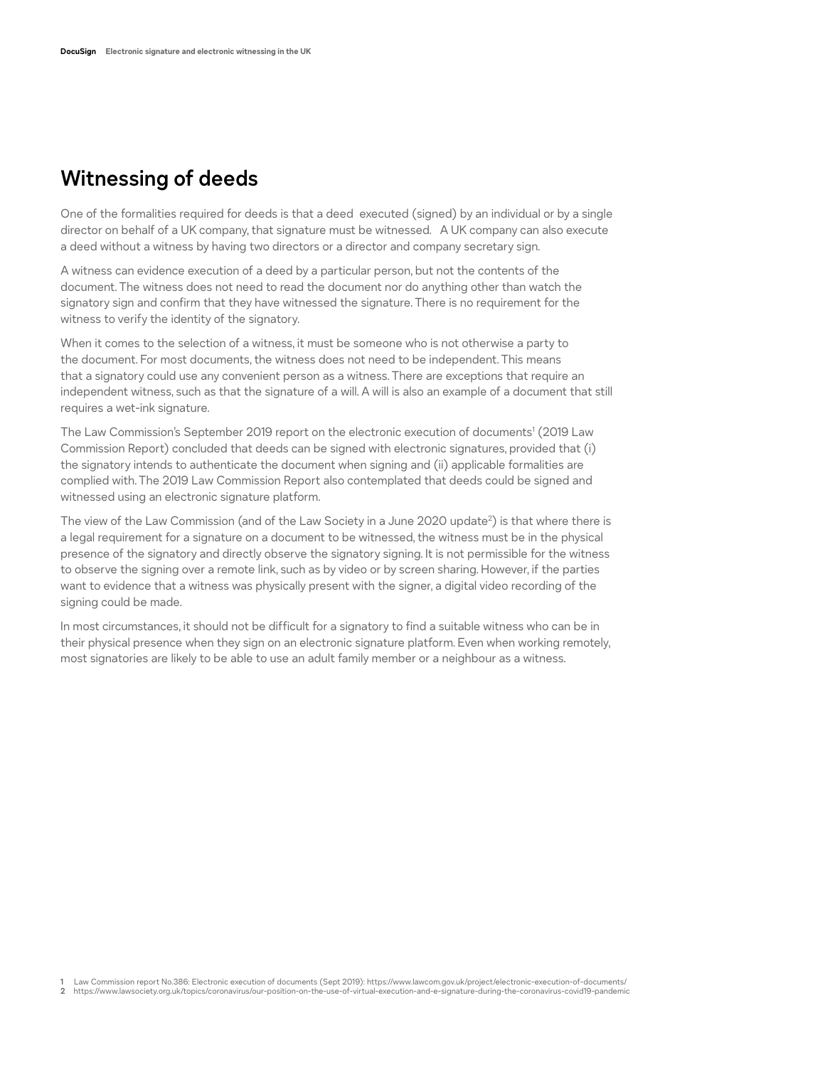## Witnessing of deeds

One of the formalities required for deeds is that a deed executed (signed) by an individual or by a single director on behalf of a UK company, that signature must be witnessed. A UK company can also execute a deed without a witness by having two directors or a director and company secretary sign.

A witness can evidence execution of a deed by a particular person, but not the contents of the document. The witness does not need to read the document nor do anything other than watch the signatory sign and confirm that they have witnessed the signature. There is no requirement for the witness to verify the identity of the signatory.

When it comes to the selection of a witness, it must be someone who is not otherwise a party to the document. For most documents, the witness does not need to be independent. This means that a signatory could use any convenient person as a witness. There are exceptions that require an independent witness, such as that the signature of a will. A will is also an example of a document that still requires a wet-ink signature.

The Law Commission's September 2019 report on the electronic execution of documents[1] (2019 Law Commission Report) concluded that deeds can be signed with electronic signatures, provided that (i) the signatory intends to authenticate the document when signing and (ii) applicable formalities are complied with. The 2019 Law Commission Report also contemplated that deeds could be signed and witnessed using an electronic signature platform.

The view of the Law Commission (and of the Law Society in a June 2020 update[2]) is that where there is a legal requirement for a signature on a document to be witnessed, the witness must be in the physical presence of the signatory and directly observe the signatory signing. It is not permissible for the witness to observe the signing over a remote link, such as by video or by screen sharing. However, if the parties want to evidence that a witness was physically present with the signer, a digital video recording of the signing could be made.

In most circumstances, it should not be difficult for a signatory to find a suitable witness who can be in their physical presence when they sign on an electronic signature platform. Even when working remotely, most signatories are likely to be able to use an adult family member or a neighbour as a witness.

1 Law Commission report No.386: Electronic execution of documents (Sept 2019): https://www.lawcom.gov.uk/project/electronic-execution-of-documents/
2 https://www.lawsociety.org.uk/topics/coronavirus/our-position-on-the-use-of-virtual-execution-and-e-signature-during-the-coronavirus-covid19-pandemic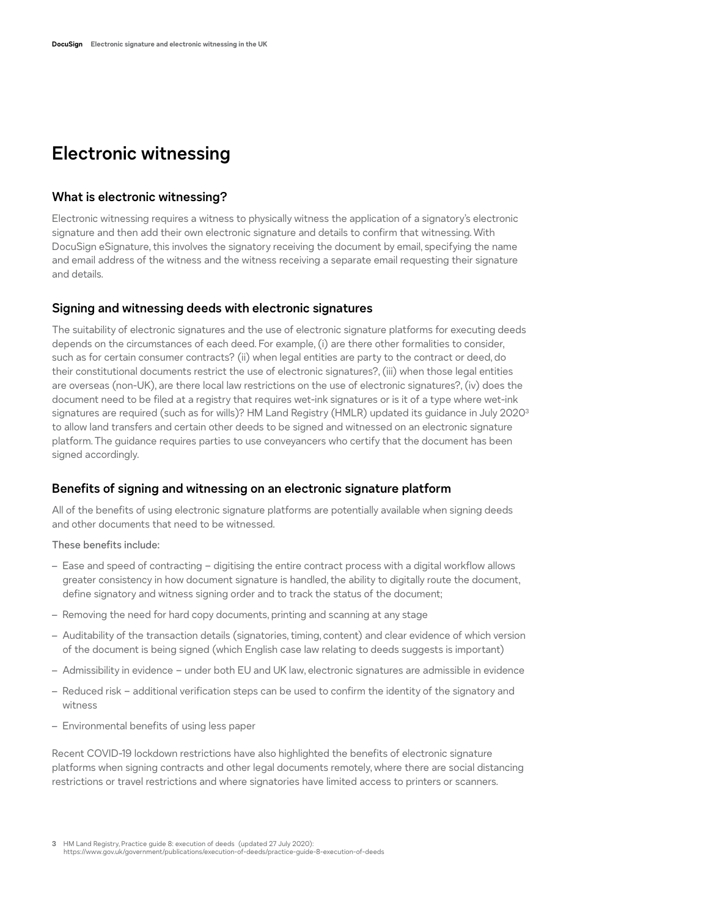# Electronic witnessing

## What is electronic witnessing?

Electronic witnessing requires a witness to physically witness the application of a signatory's electronic signature and then add their own electronic signature and details to confirm that witnessing. With DocuSign eSignature, this involves the signatory receiving the document by email, specifying the name and email address of the witness and the witness receiving a separate email requesting their signature and details.

## Signing and witnessing deeds with electronic signatures

The suitability of electronic signatures and the use of electronic signature platforms for executing deeds depends on the circumstances of each deed. For example, (i) are there other formalities to consider, such as for certain consumer contracts? (ii) when legal entities are party to the contract or deed, do their constitutional documents restrict the use of electronic signatures?, (iii) when those legal entities are overseas (non-UK), are there local law restrictions on the use of electronic signatures?, (iv) does the document need to be filed at a registry that requires wet-ink signatures or is it of a type where wet-ink signatures are required (such as for wills)? HM Land Registry (HMLR) updated its guidance in July 2020[3] to allow land transfers and certain other deeds to be signed and witnessed on an electronic signature platform. The guidance requires parties to use conveyancers who certify that the document has been signed accordingly.

## Benefits of signing and witnessing on an electronic signature platform

All of the benefits of using electronic signature platforms are potentially available when signing deeds and other documents that need to be witnessed.

These benefits include:

- Ease and speed of contracting – digitising the entire contract process with a digital workflow allows greater consistency in how document signature is handled, the ability to digitally route the document, define signatory and witness signing order and to track the status of the document;
- Removing the need for hard copy documents, printing and scanning at any stage
- Auditability of the transaction details (signatories, timing, content) and clear evidence of which version of the document is being signed (which English case law relating to deeds suggests is important)
- Admissibility in evidence – under both EU and UK law, electronic signatures are admissible in evidence
- Reduced risk – additional verification steps can be used to confirm the identity of the signatory and witness
- Environmental benefits of using less paper

Recent COVID-19 lockdown restrictions have also highlighted the benefits of electronic signature platforms when signing contracts and other legal documents remotely, where there are social distancing restrictions or travel restrictions and where signatories have limited access to printers or scanners.

[3] HM Land Registry, Practice guide 8: execution of deeds (updated 27 July 2020): https://www.gov.uk/government/publications/execution-of-deeds/practice-guide-8-execution-of-deeds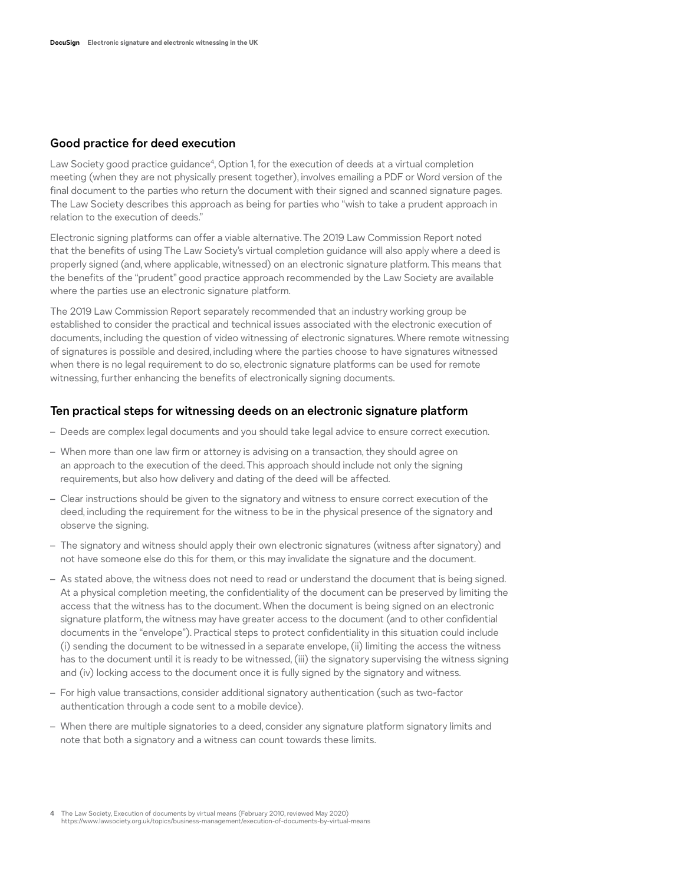## Good practice for deed execution

Law Society good practice guidance[4], Option 1, for the execution of deeds at a virtual completion meeting (when they are not physically present together), involves emailing a PDF or Word version of the final document to the parties who return the document with their signed and scanned signature pages. The Law Society describes this approach as being for parties who "wish to take a prudent approach in relation to the execution of deeds."

Electronic signing platforms can offer a viable alternative. The 2019 Law Commission Report noted that the benefits of using The Law Society's virtual completion guidance will also apply where a deed is properly signed (and, where applicable, witnessed) on an electronic signature platform. This means that the benefits of the "prudent" good practice approach recommended by the Law Society are available where the parties use an electronic signature platform.

The 2019 Law Commission Report separately recommended that an industry working group be established to consider the practical and technical issues associated with the electronic execution of documents, including the question of video witnessing of electronic signatures. Where remote witnessing of signatures is possible and desired, including where the parties choose to have signatures witnessed when there is no legal requirement to do so, electronic signature platforms can be used for remote witnessing, further enhancing the benefits of electronically signing documents.

## Ten practical steps for witnessing deeds on an electronic signature platform

- Deeds are complex legal documents and you should take legal advice to ensure correct execution.
- When more than one law firm or attorney is advising on a transaction, they should agree on an approach to the execution of the deed. This approach should include not only the signing requirements, but also how delivery and dating of the deed will be affected.
- Clear instructions should be given to the signatory and witness to ensure correct execution of the deed, including the requirement for the witness to be in the physical presence of the signatory and observe the signing.
- The signatory and witness should apply their own electronic signatures (witness after signatory) and not have someone else do this for them, or this may invalidate the signature and the document.
- As stated above, the witness does not need to read or understand the document that is being signed. At a physical completion meeting, the confidentiality of the document can be preserved by limiting the access that the witness has to the document. When the document is being signed on an electronic signature platform, the witness may have greater access to the document (and to other confidential documents in the "envelope"). Practical steps to protect confidentiality in this situation could include (i) sending the document to be witnessed in a separate envelope, (ii) limiting the access the witness has to the document until it is ready to be witnessed, (iii) the signatory supervising the witness signing and (iv) locking access to the document once it is fully signed by the signatory and witness.
- For high value transactions, consider additional signatory authentication (such as two-factor authentication through a code sent to a mobile device).
- When there are multiple signatories to a deed, consider any signature platform signatory limits and note that both a signatory and a witness can count towards these limits.

4 The Law Society, Execution of documents by virtual means (February 2010, reviewed May 2020) https://www.lawsociety.org.uk/topics/business-management/execution-of-documents-by-virtual-means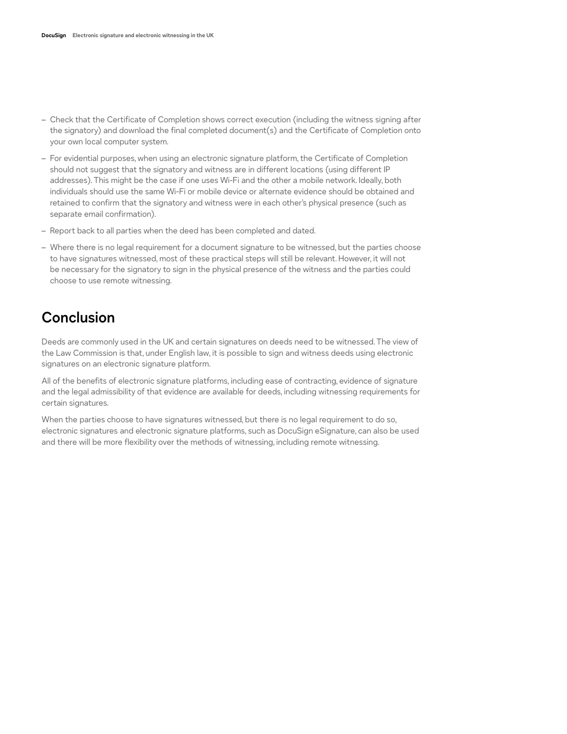- Check that the Certificate of Completion shows correct execution (including the witness signing after the signatory) and download the final completed document(s) and the Certificate of Completion onto your own local computer system.
- For evidential purposes, when using an electronic signature platform, the Certificate of Completion should not suggest that the signatory and witness are in different locations (using different IP addresses). This might be the case if one uses Wi-Fi and the other a mobile network. Ideally, both individuals should use the same Wi-Fi or mobile device or alternate evidence should be obtained and retained to confirm that the signatory and witness were in each other's physical presence (such as separate email confirmation).
- Report back to all parties when the deed has been completed and dated.
- Where there is no legal requirement for a document signature to be witnessed, but the parties choose to have signatures witnessed, most of these practical steps will still be relevant. However, it will not be necessary for the signatory to sign in the physical presence of the witness and the parties could choose to use remote witnessing.

## Conclusion

Deeds are commonly used in the UK and certain signatures on deeds need to be witnessed. The view of the Law Commission is that, under English law, it is possible to sign and witness deeds using electronic signatures on an electronic signature platform.

All of the benefits of electronic signature platforms, including ease of contracting, evidence of signature and the legal admissibility of that evidence are available for deeds, including witnessing requirements for certain signatures.

When the parties choose to have signatures witnessed, but there is no legal requirement to do so, electronic signatures and electronic signature platforms, such as DocuSign eSignature, can also be used and there will be more flexibility over the methods of witnessing, including remote witnessing.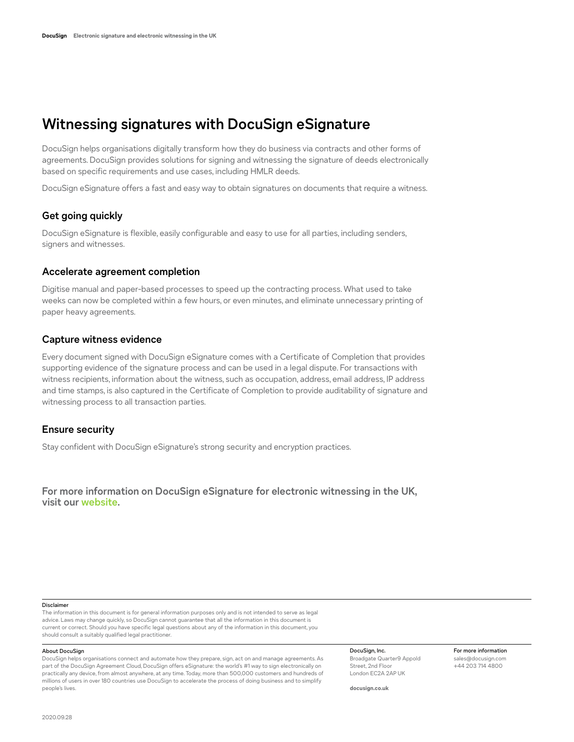# Witnessing signatures with DocuSign eSignature

DocuSign helps organisations digitally transform how they do business via contracts and other forms of agreements. DocuSign provides solutions for signing and witnessing the signature of deeds electronically based on specific requirements and use cases, including HMLR deeds.

DocuSign eSignature offers a fast and easy way to obtain signatures on documents that require a witness.

## Get going quickly

DocuSign eSignature is flexible, easily configurable and easy to use for all parties, including senders, signers and witnesses.

## Accelerate agreement completion

Digitise manual and paper-based processes to speed up the contracting process. What used to take weeks can now be completed within a few hours, or even minutes, and eliminate unnecessary printing of paper heavy agreements.

## Capture witness evidence

Every document signed with DocuSign eSignature comes with a Certificate of Completion that provides supporting evidence of the signature process and can be used in a legal dispute. For transactions with witness recipients, information about the witness, such as occupation, address, email address, IP address and time stamps, is also captured in the Certificate of Completion to provide auditability of signature and witnessing process to all transaction parties.

## Ensure security

Stay confident with DocuSign eSignature's strong security and encryption practices.

**For more information on DocuSign eSignature for electronic witnessing in the UK, visit our website.**

**Disclaimer**

The information in this document is for general information purposes only and is not intended to serve as legal advice. Laws may change quickly, so DocuSign cannot guarantee that all the information in this document is current or correct. Should you have specific legal questions about any of the information in this document, you should consult a suitably qualified legal practitioner.

**About DocuSign**

DocuSign helps organisations connect and automate how they prepare, sign, act on and manage agreements. As part of the DocuSign Agreement Cloud, DocuSign offers eSignature: the world's #1 way to sign electronically on practically any device, from almost anywhere, at any time. Today, more than 500,000 customers and hundreds of millions of users in over 180 countries use DocuSign to accelerate the process of doing business and to simplify people's lives.

**DocuSign, Inc.**
Broadgate Quarter9 Appold Street, 2nd Floor
London EC2A 2AP UK

**docusign.co.uk**

**For more information**
sales@docusign.com
+44 203 714 4800

2020.09.28